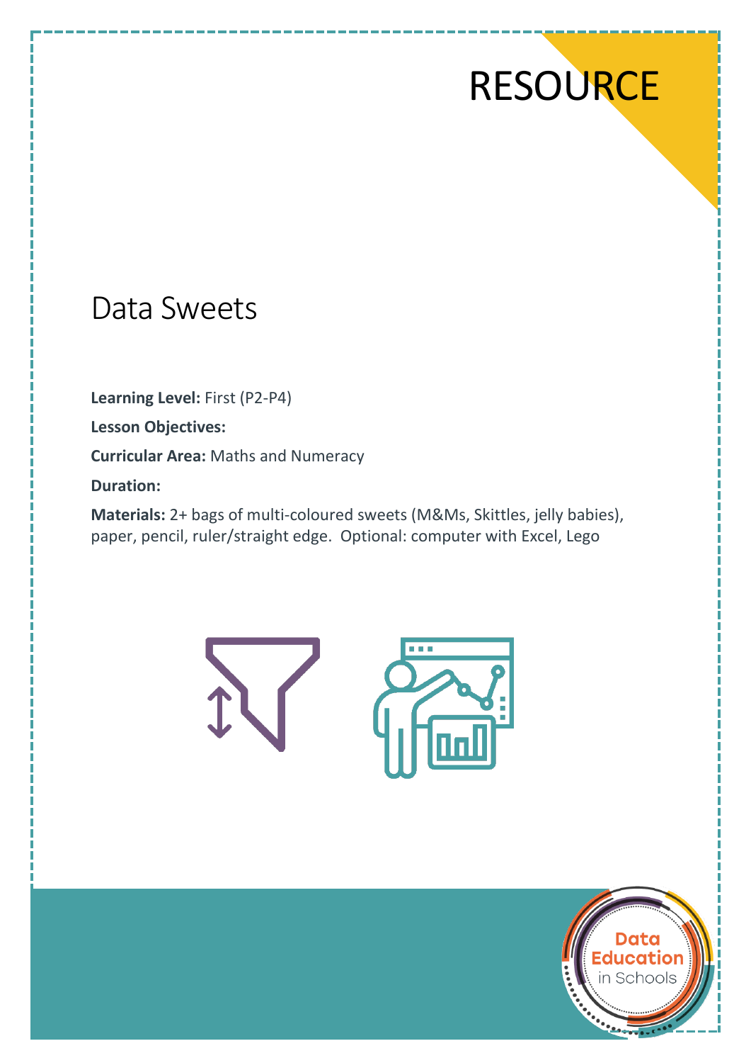RESOURCE

# Data Sweets

**Learning Level:** First (P2-P4)

**Lesson Objectives:**

**Curricular Area:** Maths and Numeracy

**Duration:**

**Materials:** 2+ bags of multi-coloured sweets (M&Ms, Skittles, jelly babies), paper, pencil, ruler/straight edge. Optional: computer with Excel, Lego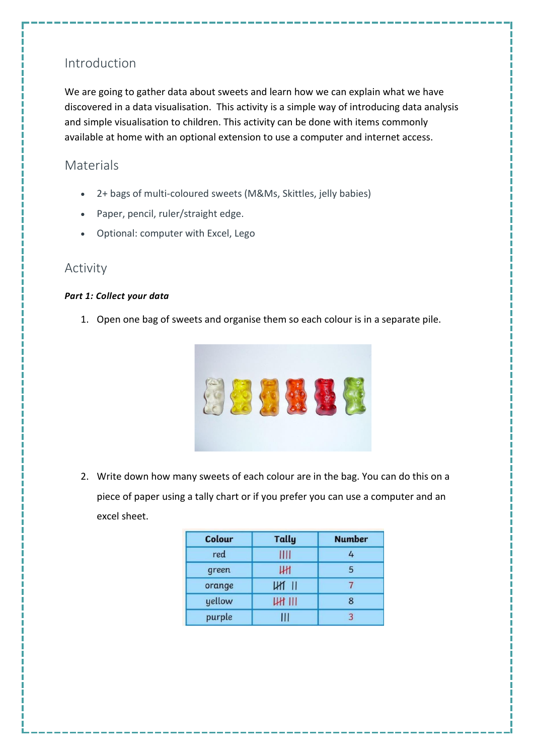## Introduction

We are going to gather data about sweets and learn how we can explain what we have discovered in a data visualisation. This activity is a simple way of introducing data analysis and simple visualisation to children. This activity can be done with items commonly available at home with an optional extension to use a computer and internet access.

## Materials

- 2+ bags of multi-coloured sweets (M&Ms, Skittles, jelly babies)
- Paper, pencil, ruler/straight edge.
- Optional: computer with Excel, Lego

## Activity

***Part 1: Collect your data***

1. Open one bag of sweets and organise them so each colour is in a separate pile.

2. Write down how many sweets of each colour are in the bag. You can do this on a piece of paper using a tally chart or if you prefer you can use a computer and an excel sheet.

| Colour | Tally | Number |
|---|---|---|
| red | IIII | 4 |
| green | ~~IIII~~ | 5 |
| orange | ~~IIII~~ II | 7 |
| yellow | ~~IIII~~ III | 8 |
| purple | III | 3 |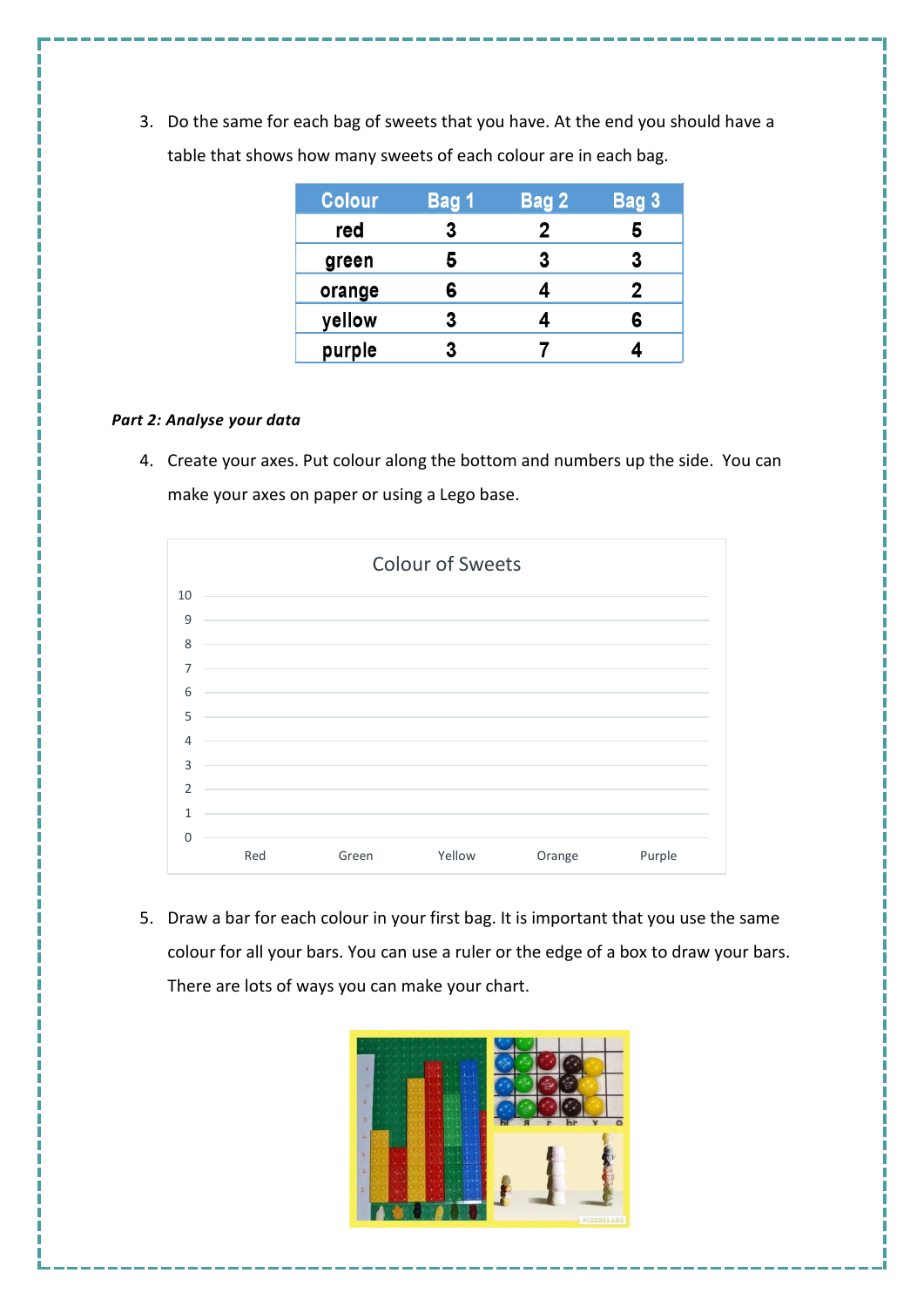3. Do the same for each bag of sweets that you have. At the end you should have a table that shows how many sweets of each colour are in each bag.

| Colour | Bag 1 | Bag 2 | Bag 3 |
|---|---|---|---|
| red | 3 | 2 | 5 |
| green | 5 | 3 | 3 |
| orange | 6 | 4 | 2 |
| yellow | 3 | 4 | 6 |
| purple | 3 | 7 | 4 |

***Part 2: Analyse your data***

4. Create your axes. Put colour along the bottom and numbers up the side. You can make your axes on paper or using a Lego base.

Colour of Sweets

5. Draw a bar for each colour in your first bag. It is important that you use the same colour for all your bars. You can use a ruler or the edge of a box to draw your bars. There are lots of ways you can make your chart.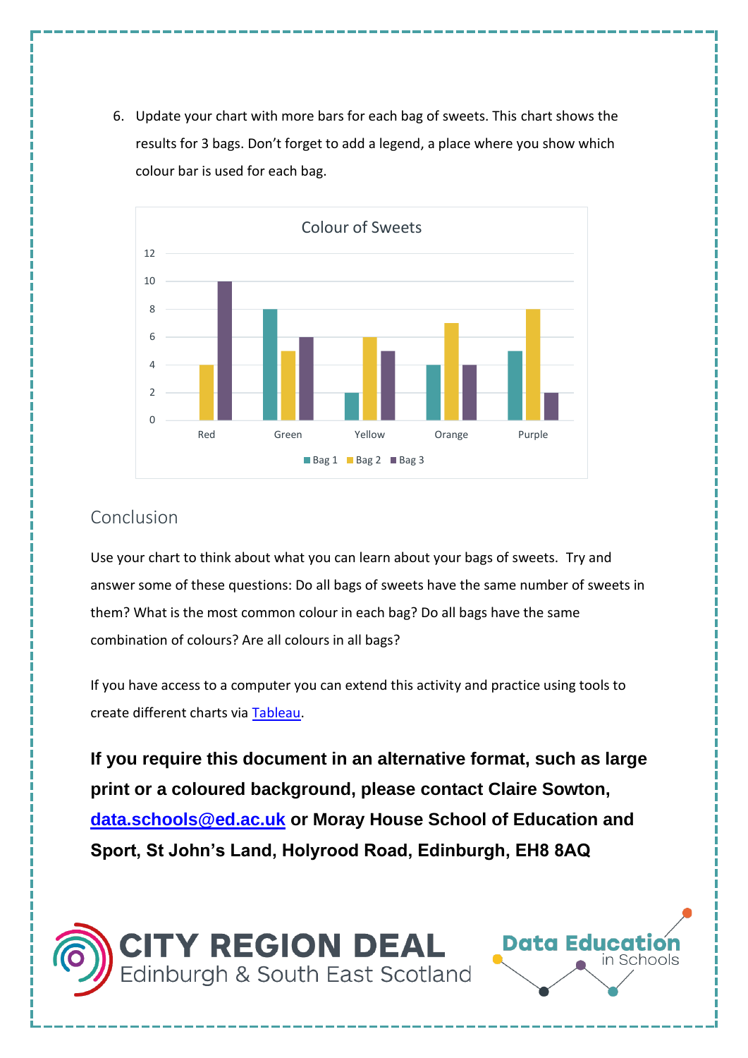6. Update your chart with more bars for each bag of sweets. This chart shows the results for 3 bags. Don't forget to add a legend, a place where you show which colour bar is used for each bag.

Colour of Sweets

12
10
8
6
4
2
0

Red
Green
Yellow
Orange
Purple

Bag 1 Bag 2 Bag 3

## Conclusion

Use your chart to think about what you can learn about your bags of sweets. Try and answer some of these questions: Do all bags of sweets have the same number of sweets in them? What is the most common colour in each bag? Do all bags have the same combination of colours? Are all colours in all bags?

If you have access to a computer you can extend this activity and practice using tools to create different charts via [Tableau](Tableau).

**If you require this document in an alternative format, such as large print or a coloured background, please contact Claire Sowton, [data.schools@ed.ac.uk](mailto:data.schools@ed.ac.uk) or Moray House School of Education and Sport, St John's Land, Holyrood Road, Edinburgh, EH8 8AQ**

CITY REGION DEAL
Edinburgh & South East Scotland

Data Education in Schools